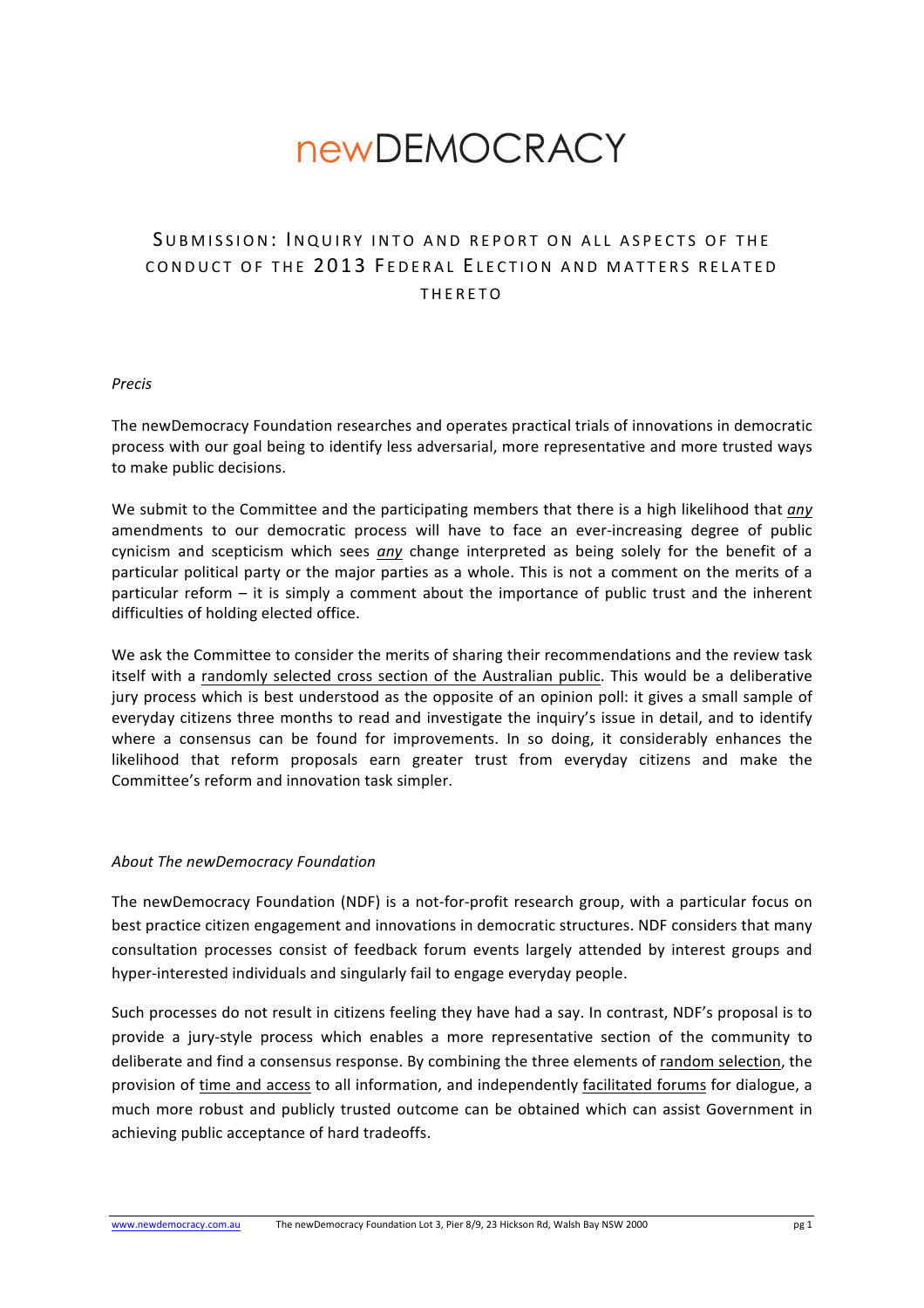# newDEMOCRACY

## SUBMISSION: INQUIRY INTO AND REPORT ON ALL ASPECTS OF THE CONDUCT OF THE 2013 FEDERAL ELECTION AND MATTERS RELATED THERETO

*Precis*

The newDemocracy Foundation researches and operates practical trials of innovations in democratic process with our goal being to identify less adversarial, more representative and more trusted ways to make public decisions.

We submit to the Committee and the participating members that there is a high likelihood that *any* amendments to our democratic process will have to face an ever-increasing degree of public cynicism and scepticism which sees *any* change interpreted as being solely for the benefit of a particular political party or the major parties as a whole. This is not a comment on the merits of a particular reform – it is simply a comment about the importance of public trust and the inherent difficulties of holding elected office.

We ask the Committee to consider the merits of sharing their recommendations and the review task itself with a randomly selected cross section of the Australian public. This would be a deliberative jury process which is best understood as the opposite of an opinion poll: it gives a small sample of everyday citizens three months to read and investigate the inquiry's issue in detail, and to identify where a consensus can be found for improvements. In so doing, it considerably enhances the likelihood that reform proposals earn greater trust from everyday citizens and make the Committee's reform and innovation task simpler.

*About The newDemocracy Foundation*

The newDemocracy Foundation (NDF) is a not-for-profit research group, with a particular focus on best practice citizen engagement and innovations in democratic structures. NDF considers that many consultation processes consist of feedback forum events largely attended by interest groups and hyper-interested individuals and singularly fail to engage everyday people.

Such processes do not result in citizens feeling they have had a say. In contrast, NDF's proposal is to provide a jury-style process which enables a more representative section of the community to deliberate and find a consensus response. By combining the three elements of random selection, the provision of time and access to all information, and independently facilitated forums for dialogue, a much more robust and publicly trusted outcome can be obtained which can assist Government in achieving public acceptance of hard tradeoffs.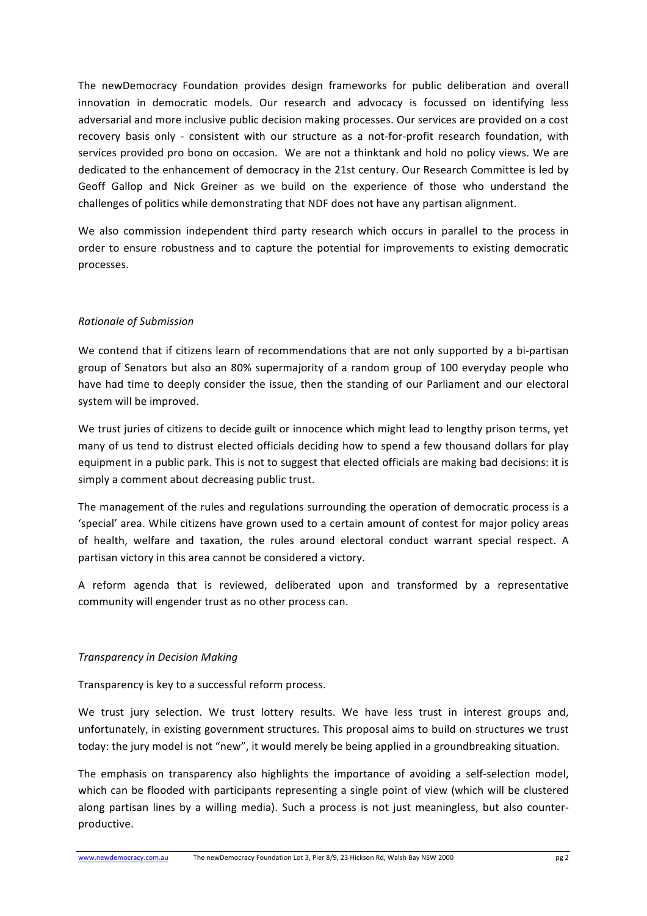The newDemocracy Foundation provides design frameworks for public deliberation and overall innovation in democratic models. Our research and advocacy is focussed on identifying less adversarial and more inclusive public decision making processes. Our services are provided on a cost recovery basis only - consistent with our structure as a not-for-profit research foundation, with services provided pro bono on occasion. We are not a thinktank and hold no policy views. We are dedicated to the enhancement of democracy in the 21st century. Our Research Committee is led by Geoff Gallop and Nick Greiner as we build on the experience of those who understand the challenges of politics while demonstrating that NDF does not have any partisan alignment.

We also commission independent third party research which occurs in parallel to the process in order to ensure robustness and to capture the potential for improvements to existing democratic processes.

*Rationale of Submission*

We contend that if citizens learn of recommendations that are not only supported by a bi-partisan group of Senators but also an 80% supermajority of a random group of 100 everyday people who have had time to deeply consider the issue, then the standing of our Parliament and our electoral system will be improved.

We trust juries of citizens to decide guilt or innocence which might lead to lengthy prison terms, yet many of us tend to distrust elected officials deciding how to spend a few thousand dollars for play equipment in a public park. This is not to suggest that elected officials are making bad decisions: it is simply a comment about decreasing public trust.

The management of the rules and regulations surrounding the operation of democratic process is a 'special' area. While citizens have grown used to a certain amount of contest for major policy areas of health, welfare and taxation, the rules around electoral conduct warrant special respect. A partisan victory in this area cannot be considered a victory.

A reform agenda that is reviewed, deliberated upon and transformed by a representative community will engender trust as no other process can.

*Transparency in Decision Making*

Transparency is key to a successful reform process.

We trust jury selection. We trust lottery results. We have less trust in interest groups and, unfortunately, in existing government structures. This proposal aims to build on structures we trust today: the jury model is not "new", it would merely be being applied in a groundbreaking situation.

The emphasis on transparency also highlights the importance of avoiding a self-selection model, which can be flooded with participants representing a single point of view (which will be clustered along partisan lines by a willing media). Such a process is not just meaningless, but also counter-productive.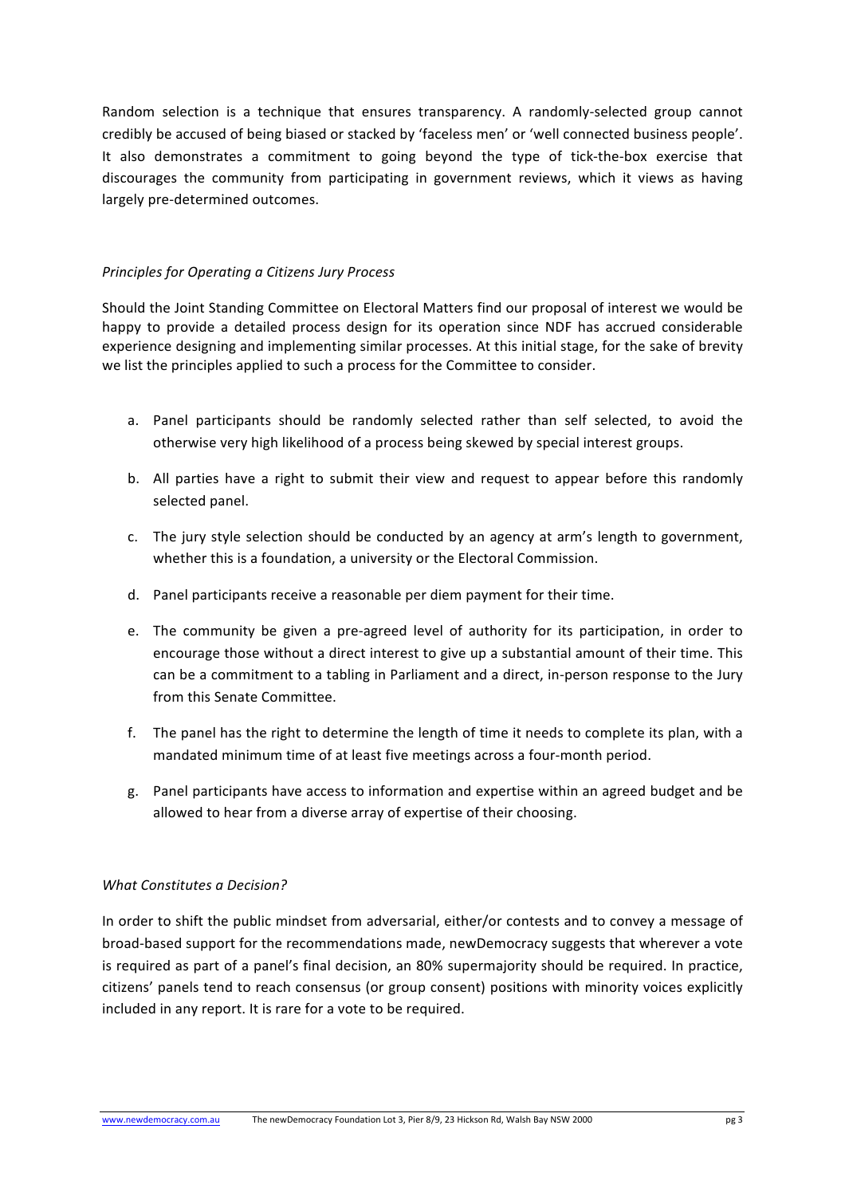Random selection is a technique that ensures transparency. A randomly-selected group cannot credibly be accused of being biased or stacked by 'faceless men' or 'well connected business people'. It also demonstrates a commitment to going beyond the type of tick-the-box exercise that discourages the community from participating in government reviews, which it views as having largely pre-determined outcomes.

*Principles for Operating a Citizens Jury Process*

Should the Joint Standing Committee on Electoral Matters find our proposal of interest we would be happy to provide a detailed process design for its operation since NDF has accrued considerable experience designing and implementing similar processes. At this initial stage, for the sake of brevity we list the principles applied to such a process for the Committee to consider.

a. Panel participants should be randomly selected rather than self selected, to avoid the otherwise very high likelihood of a process being skewed by special interest groups.

b. All parties have a right to submit their view and request to appear before this randomly selected panel.

c. The jury style selection should be conducted by an agency at arm's length to government, whether this is a foundation, a university or the Electoral Commission.

d. Panel participants receive a reasonable per diem payment for their time.

e. The community be given a pre-agreed level of authority for its participation, in order to encourage those without a direct interest to give up a substantial amount of their time. This can be a commitment to a tabling in Parliament and a direct, in-person response to the Jury from this Senate Committee.

f. The panel has the right to determine the length of time it needs to complete its plan, with a mandated minimum time of at least five meetings across a four-month period.

g. Panel participants have access to information and expertise within an agreed budget and be allowed to hear from a diverse array of expertise of their choosing.

*What Constitutes a Decision?*

In order to shift the public mindset from adversarial, either/or contests and to convey a message of broad-based support for the recommendations made, newDemocracy suggests that wherever a vote is required as part of a panel's final decision, an 80% supermajority should be required. In practice, citizens' panels tend to reach consensus (or group consent) positions with minority voices explicitly included in any report. It is rare for a vote to be required.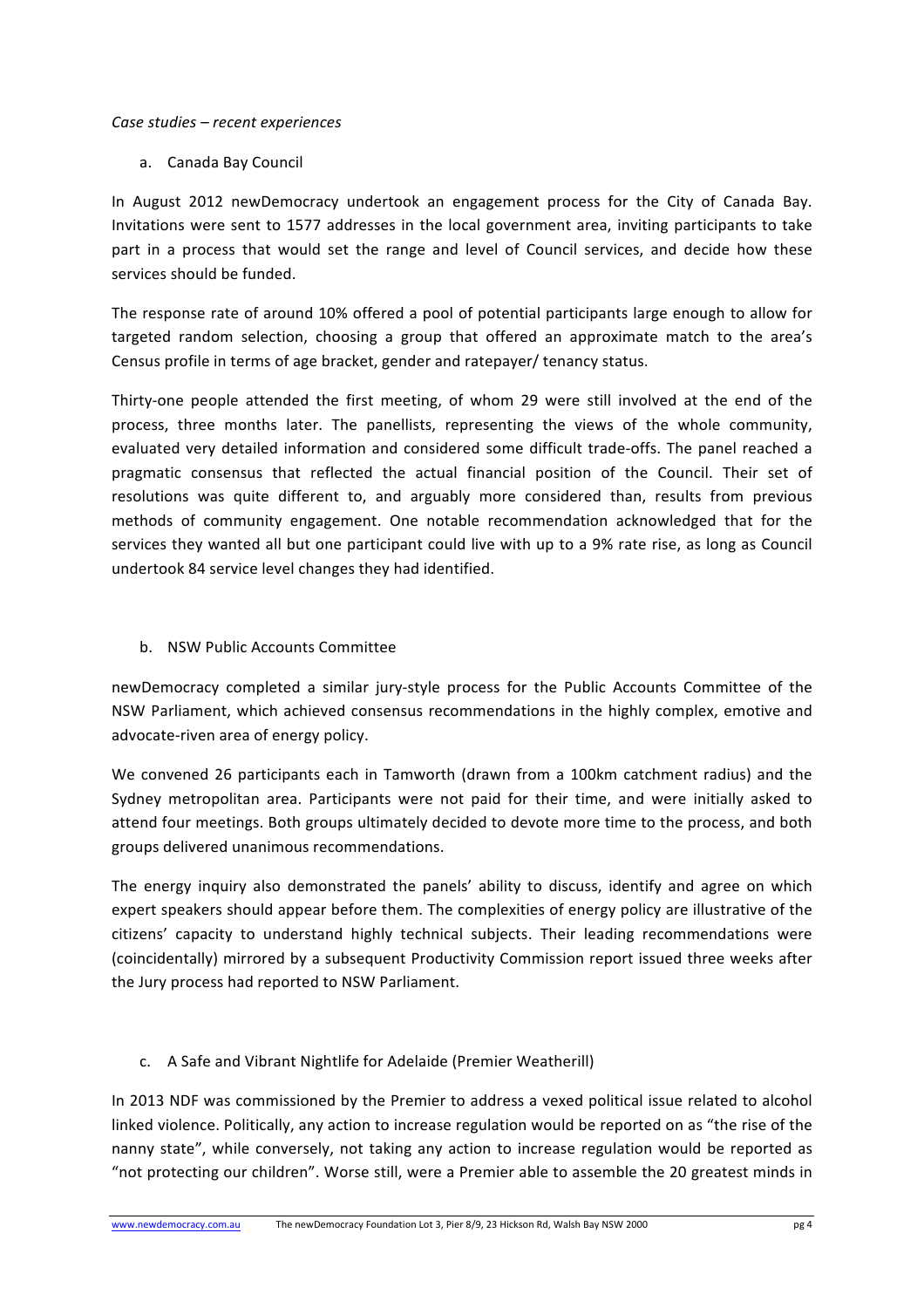*Case studies – recent experiences*

a. Canada Bay Council

In August 2012 newDemocracy undertook an engagement process for the City of Canada Bay. Invitations were sent to 1577 addresses in the local government area, inviting participants to take part in a process that would set the range and level of Council services, and decide how these services should be funded.

The response rate of around 10% offered a pool of potential participants large enough to allow for targeted random selection, choosing a group that offered an approximate match to the area's Census profile in terms of age bracket, gender and ratepayer/ tenancy status.

Thirty-one people attended the first meeting, of whom 29 were still involved at the end of the process, three months later. The panellists, representing the views of the whole community, evaluated very detailed information and considered some difficult trade-offs. The panel reached a pragmatic consensus that reflected the actual financial position of the Council. Their set of resolutions was quite different to, and arguably more considered than, results from previous methods of community engagement. One notable recommendation acknowledged that for the services they wanted all but one participant could live with up to a 9% rate rise, as long as Council undertook 84 service level changes they had identified.

b. NSW Public Accounts Committee

newDemocracy completed a similar jury-style process for the Public Accounts Committee of the NSW Parliament, which achieved consensus recommendations in the highly complex, emotive and advocate-riven area of energy policy.

We convened 26 participants each in Tamworth (drawn from a 100km catchment radius) and the Sydney metropolitan area. Participants were not paid for their time, and were initially asked to attend four meetings. Both groups ultimately decided to devote more time to the process, and both groups delivered unanimous recommendations.

The energy inquiry also demonstrated the panels' ability to discuss, identify and agree on which expert speakers should appear before them. The complexities of energy policy are illustrative of the citizens' capacity to understand highly technical subjects. Their leading recommendations were (coincidentally) mirrored by a subsequent Productivity Commission report issued three weeks after the Jury process had reported to NSW Parliament.

c. A Safe and Vibrant Nightlife for Adelaide (Premier Weatherill)

In 2013 NDF was commissioned by the Premier to address a vexed political issue related to alcohol linked violence. Politically, any action to increase regulation would be reported on as "the rise of the nanny state", while conversely, not taking any action to increase regulation would be reported as "not protecting our children". Worse still, were a Premier able to assemble the 20 greatest minds in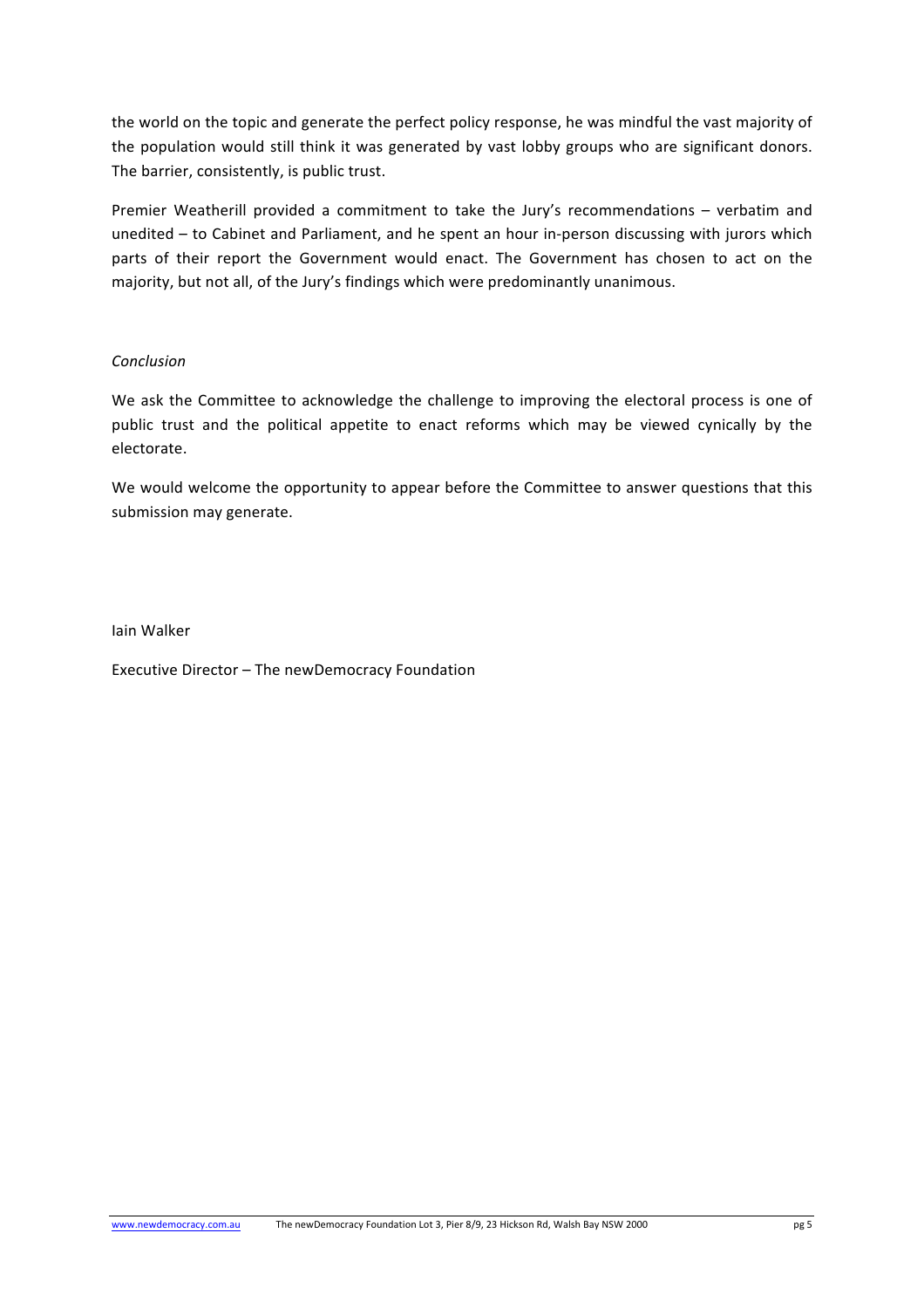the world on the topic and generate the perfect policy response, he was mindful the vast majority of the population would still think it was generated by vast lobby groups who are significant donors. The barrier, consistently, is public trust.

Premier Weatherill provided a commitment to take the Jury's recommendations – verbatim and unedited – to Cabinet and Parliament, and he spent an hour in-person discussing with jurors which parts of their report the Government would enact. The Government has chosen to act on the majority, but not all, of the Jury's findings which were predominantly unanimous.

*Conclusion*

We ask the Committee to acknowledge the challenge to improving the electoral process is one of public trust and the political appetite to enact reforms which may be viewed cynically by the electorate.

We would welcome the opportunity to appear before the Committee to answer questions that this submission may generate.

Iain Walker

Executive Director – The newDemocracy Foundation